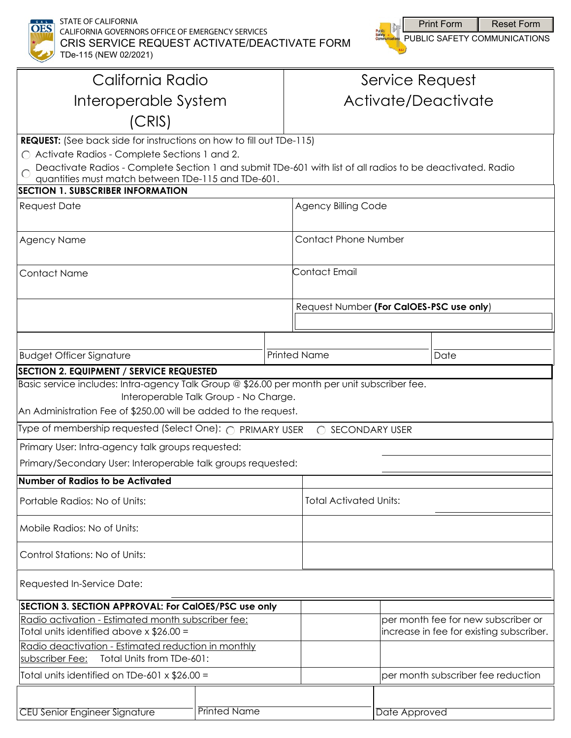STATE OF CALIFORNIA
CALIFORNIA GOVERNORS OFFICE OF EMERGENCY SERVICES
CRIS SERVICE REQUEST ACTIVATE/DEACTIVATE FORM
TDe-115 (NEW 02/2021)

Print Form | Reset Form

PUBLIC SAFETY COMMUNICATIONS

| California Radio Interoperable System (CRIS) | Service Request Activate/Deactivate |
|---|---|

**REQUEST:** (See back side for instructions on how to fill out TDe-115)

- ○ Activate Radios - Complete Sections 1 and 2.
- ○ Deactivate Radios - Complete Section 1 and submit TDe-601 with list of all radios to be deactivated. Radio quantities must match between TDe-115 and TDe-601.

## SECTION 1. SUBSCRIBER INFORMATION

| | |
|---|---|
| Request Date | Agency Billing Code |
| Agency Name | Contact Phone Number |
| Contact Name | Contact Email |
| | Request Number **(For CalOES-PSC use only)** |

| Budget Officer Signature | Printed Name | Date |
|---|---|---|
| | | |

## SECTION 2. EQUIPMENT / SERVICE REQUESTED

Basic service includes: Intra-agency Talk Group @ $26.00 per month per unit subscriber fee.
Interoperable Talk Group - No Charge.
An Administration Fee of $250.00 will be added to the request.

Type of membership requested (Select One): ○ PRIMARY USER ○ SECONDARY USER

Primary User: Intra-agency talk groups requested: ____________

Primary/Secondary User: Interoperable talk groups requested: ____________

| **Number of Radios to be Activated** | |
|---|---|
| Portable Radios: No of Units: | Total Activated Units: ____________ |
| Mobile Radios: No of Units: | |
| Control Stations: No of Units: | |

Requested In-Service Date: ____________

## SECTION 3. SECTION APPROVAL: For CalOES/PSC use only

| | | |
|---|---|---|
| Radio activation - Estimated month subscriber fee: Total units identified above x $26.00 = | | per month fee for new subscriber or increase in fee for existing subscriber. |
| Radio deactivation - Estimated reduction in monthly subscriber Fee: Total Units from TDe-601: | | |
| Total units identified on TDe-601 x $26.00 = | | per month subscriber fee reduction |

| CEU Senior Engineer Signature | Printed Name | Date Approved |
|---|---|---|
| | | |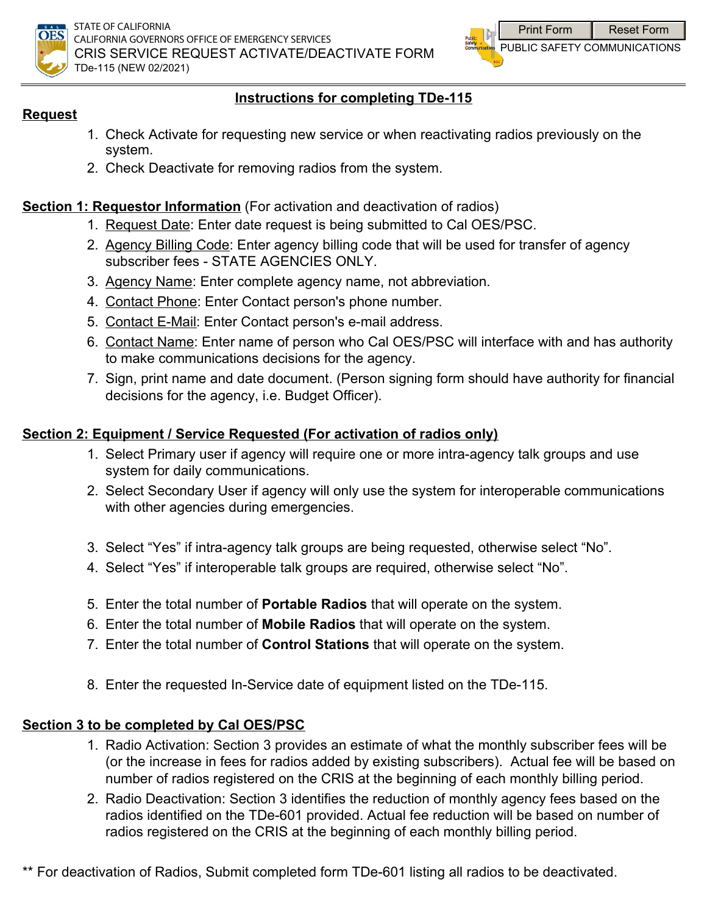STATE OF CALIFORNIA
CALIFORNIA GOVERNORS OFFICE OF EMERGENCY SERVICES
CRIS SERVICE REQUEST ACTIVATE/DEACTIVATE FORM
TDe-115 (NEW 02/2021)

Print Form | Reset Form

PUBLIC SAFETY COMMUNICATIONS

## Instructions for completing TDe-115

### Request

1. Check Activate for requesting new service or when reactivating radios previously on the system.
2. Check Deactivate for removing radios from the system.

### Section 1: Requestor Information (For activation and deactivation of radios)

1. Request Date: Enter date request is being submitted to Cal OES/PSC.
2. Agency Billing Code: Enter agency billing code that will be used for transfer of agency subscriber fees - STATE AGENCIES ONLY.
3. Agency Name: Enter complete agency name, not abbreviation.
4. Contact Phone: Enter Contact person's phone number.
5. Contact E-Mail: Enter Contact person's e-mail address.
6. Contact Name: Enter name of person who Cal OES/PSC will interface with and has authority to make communications decisions for the agency.
7. Sign, print name and date document. (Person signing form should have authority for financial decisions for the agency, i.e. Budget Officer).

### Section 2: Equipment / Service Requested (For activation of radios only)

1. Select Primary user if agency will require one or more intra-agency talk groups and use system for daily communications.
2. Select Secondary User if agency will only use the system for interoperable communications with other agencies during emergencies.
3. Select “Yes” if intra-agency talk groups are being requested, otherwise select “No”.
4. Select “Yes” if interoperable talk groups are required, otherwise select “No”.
5. Enter the total number of **Portable Radios** that will operate on the system.
6. Enter the total number of **Mobile Radios** that will operate on the system.
7. Enter the total number of **Control Stations** that will operate on the system.
8. Enter the requested In-Service date of equipment listed on the TDe-115.

### Section 3 to be completed by Cal OES/PSC

1. Radio Activation: Section 3 provides an estimate of what the monthly subscriber fees will be (or the increase in fees for radios added by existing subscribers). Actual fee will be based on number of radios registered on the CRIS at the beginning of each monthly billing period.
2. Radio Deactivation: Section 3 identifies the reduction of monthly agency fees based on the radios identified on the TDe-601 provided. Actual fee reduction will be based on number of radios registered on the CRIS at the beginning of each monthly billing period.

** For deactivation of Radios, Submit completed form TDe-601 listing all radios to be deactivated.